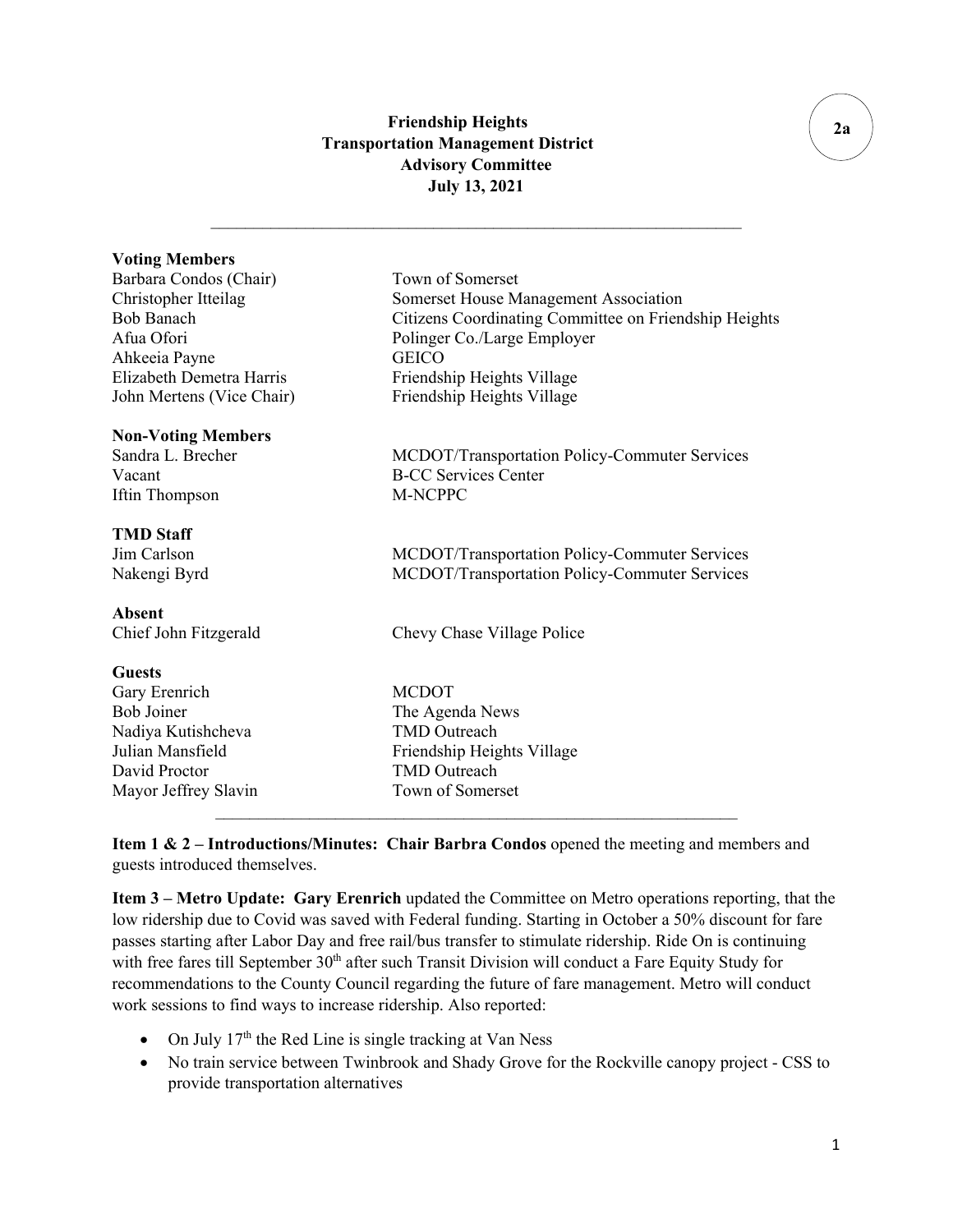2a

# Friendship Heights
## Transportation Management District
## Advisory Committee
## July 13, 2021

---

**Voting Members**

| | |
|---|---|
| Barbara Condos (Chair) | Town of Somerset |
| Christopher Itteilag | Somerset House Management Association |
| Bob Banach | Citizens Coordinating Committee on Friendship Heights |
| Afua Ofori | Polinger Co./Large Employer |
| Ahkeeia Payne | GEICO |
| Elizabeth Demetra Harris | Friendship Heights Village |
| John Mertens (Vice Chair) | Friendship Heights Village |

**Non-Voting Members**

| | |
|---|---|
| Sandra L. Brecher | MCDOT/Transportation Policy-Commuter Services |
| Vacant | B-CC Services Center |
| Iftin Thompson | M-NCPPC |

**TMD Staff**

| | |
|---|---|
| Jim Carlson | MCDOT/Transportation Policy-Commuter Services |
| Nakengi Byrd | MCDOT/Transportation Policy-Commuter Services |

**Absent**

| | |
|---|---|
| Chief John Fitzgerald | Chevy Chase Village Police |

**Guests**

| | |
|---|---|
| Gary Erenrich | MCDOT |
| Bob Joiner | The Agenda News |
| Nadiya Kutishcheva | TMD Outreach |
| Julian Mansfield | Friendship Heights Village |
| David Proctor | TMD Outreach |
| Mayor Jeffrey Slavin | Town of Somerset |

---

**Item 1 & 2 – Introductions/Minutes: Chair Barbra Condos** opened the meeting and members and guests introduced themselves.

**Item 3 – Metro Update: Gary Erenrich** updated the Committee on Metro operations reporting, that the low ridership due to Covid was saved with Federal funding. Starting in October a 50% discount for fare passes starting after Labor Day and free rail/bus transfer to stimulate ridership. Ride On is continuing with free fares till September 30th after such Transit Division will conduct a Fare Equity Study for recommendations to the County Council regarding the future of fare management. Metro will conduct work sessions to find ways to increase ridership. Also reported:

- On July 17th the Red Line is single tracking at Van Ness
- No train service between Twinbrook and Shady Grove for the Rockville canopy project - CSS to provide transportation alternatives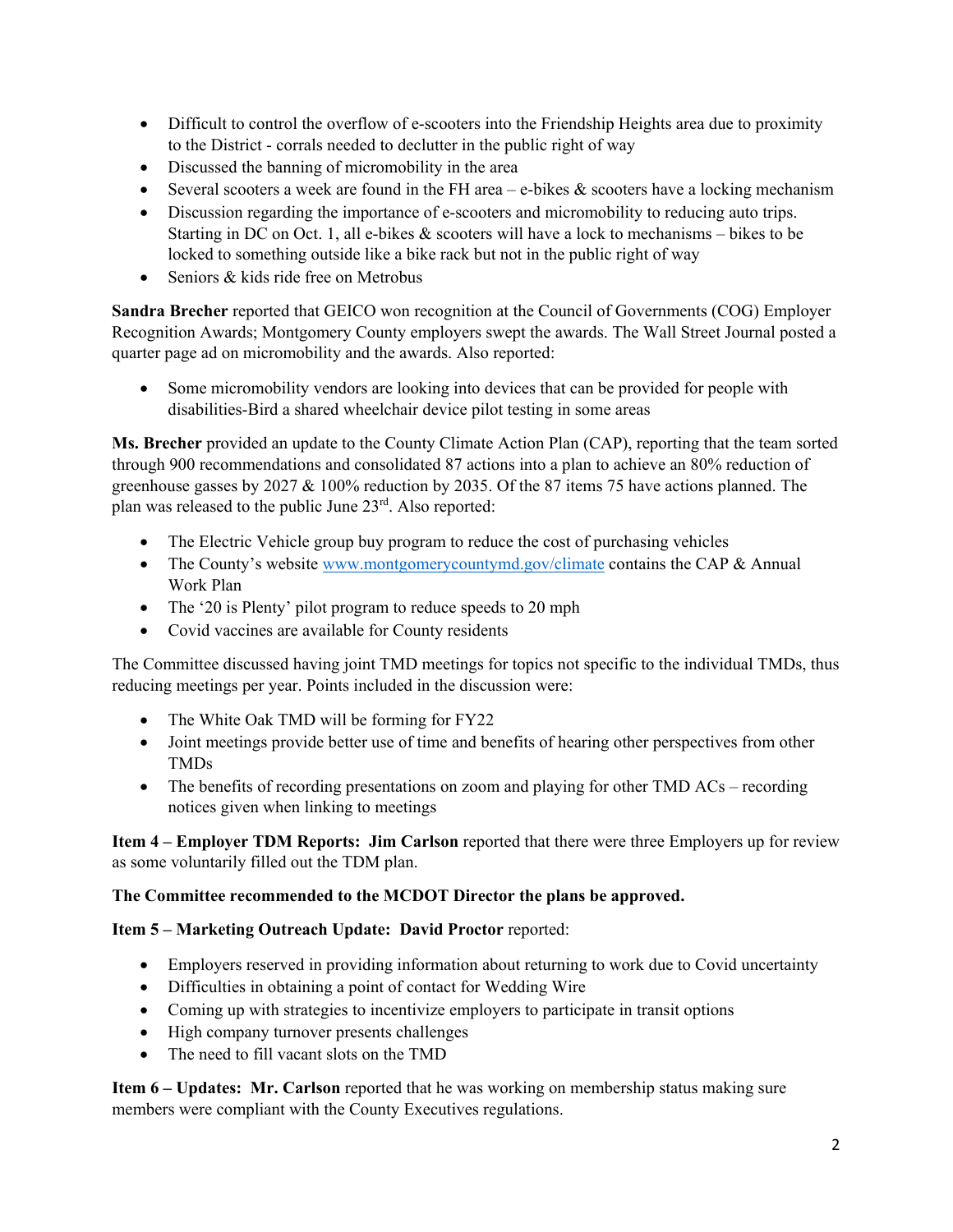- Difficult to control the overflow of e-scooters into the Friendship Heights area due to proximity to the District - corrals needed to declutter in the public right of way
- Discussed the banning of micromobility in the area
- Several scooters a week are found in the FH area – e-bikes & scooters have a locking mechanism
- Discussion regarding the importance of e-scooters and micromobility to reducing auto trips. Starting in DC on Oct. 1, all e-bikes & scooters will have a lock to mechanisms – bikes to be locked to something outside like a bike rack but not in the public right of way
- Seniors & kids ride free on Metrobus

**Sandra Brecher** reported that GEICO won recognition at the Council of Governments (COG) Employer Recognition Awards; Montgomery County employers swept the awards. The Wall Street Journal posted a quarter page ad on micromobility and the awards. Also reported:

- Some micromobility vendors are looking into devices that can be provided for people with disabilities-Bird a shared wheelchair device pilot testing in some areas

**Ms. Brecher** provided an update to the County Climate Action Plan (CAP), reporting that the team sorted through 900 recommendations and consolidated 87 actions into a plan to achieve an 80% reduction of greenhouse gasses by 2027 & 100% reduction by 2035. Of the 87 items 75 have actions planned. The plan was released to the public June 23rd. Also reported:

- The Electric Vehicle group buy program to reduce the cost of purchasing vehicles
- The County's website www.montgomerycountymd.gov/climate contains the CAP & Annual Work Plan
- The '20 is Plenty' pilot program to reduce speeds to 20 mph
- Covid vaccines are available for County residents

The Committee discussed having joint TMD meetings for topics not specific to the individual TMDs, thus reducing meetings per year. Points included in the discussion were:

- The White Oak TMD will be forming for FY22
- Joint meetings provide better use of time and benefits of hearing other perspectives from other TMDs
- The benefits of recording presentations on zoom and playing for other TMD ACs – recording notices given when linking to meetings

**Item 4 – Employer TDM Reports: Jim Carlson** reported that there were three Employers up for review as some voluntarily filled out the TDM plan.

**The Committee recommended to the MCDOT Director the plans be approved.**

**Item 5 – Marketing Outreach Update: David Proctor** reported:

- Employers reserved in providing information about returning to work due to Covid uncertainty
- Difficulties in obtaining a point of contact for Wedding Wire
- Coming up with strategies to incentivize employers to participate in transit options
- High company turnover presents challenges
- The need to fill vacant slots on the TMD

**Item 6 – Updates: Mr. Carlson** reported that he was working on membership status making sure members were compliant with the County Executives regulations.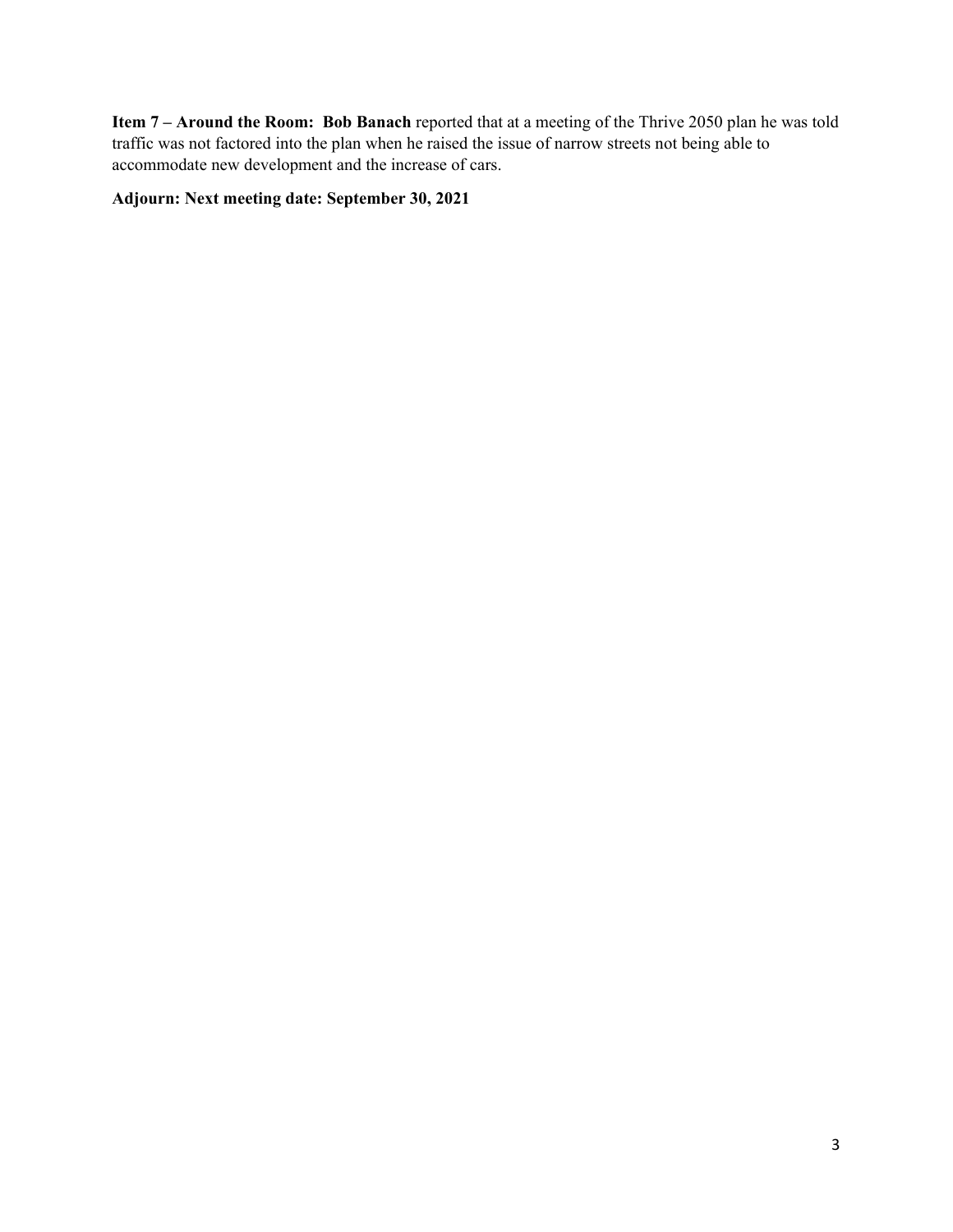**Item 7 – Around the Room: Bob Banach** reported that at a meeting of the Thrive 2050 plan he was told traffic was not factored into the plan when he raised the issue of narrow streets not being able to accommodate new development and the increase of cars.

**Adjourn: Next meeting date: September 30, 2021**